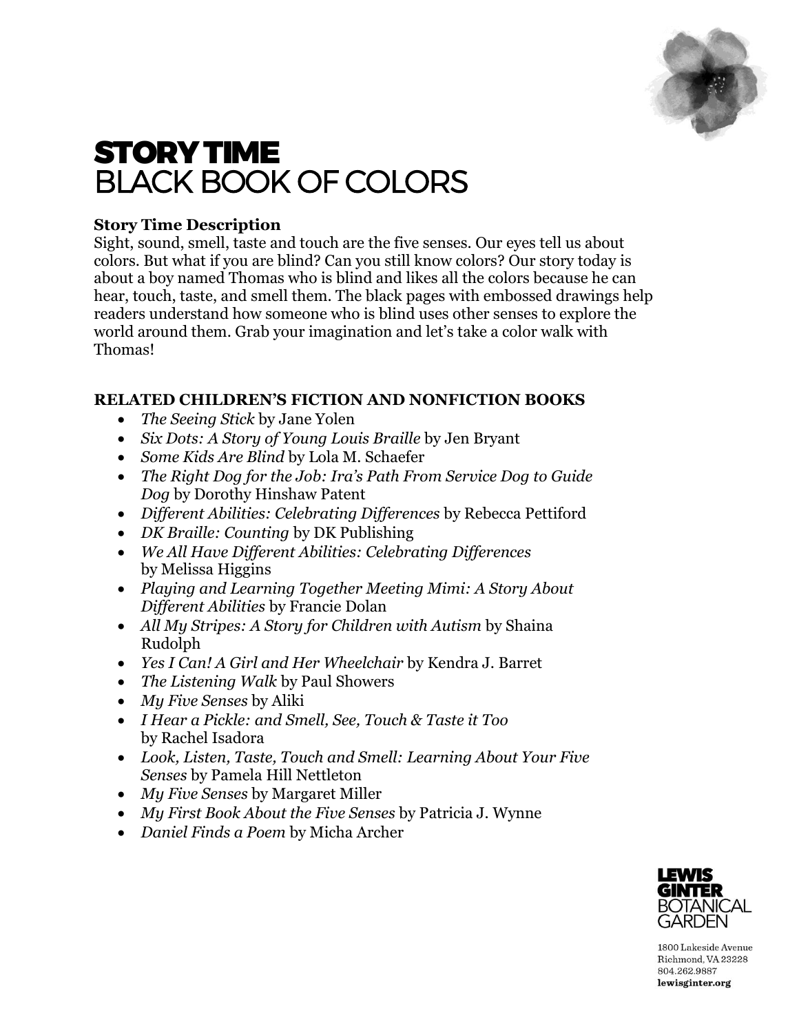# STORY TIME
## BLACK BOOK OF COLORS

**Story Time Description**
Sight, sound, smell, taste and touch are the five senses. Our eyes tell us about colors. But what if you are blind? Can you still know colors? Our story today is about a boy named Thomas who is blind and likes all the colors because he can hear, touch, taste, and smell them. The black pages with embossed drawings help readers understand how someone who is blind uses other senses to explore the world around them. Grab your imagination and let's take a color walk with Thomas!

**RELATED CHILDREN'S FICTION AND NONFICTION BOOKS**

- *The Seeing Stick* by Jane Yolen
- *Six Dots: A Story of Young Louis Braille* by Jen Bryant
- *Some Kids Are Blind* by Lola M. Schaefer
- *The Right Dog for the Job: Ira's Path From Service Dog to Guide Dog* by Dorothy Hinshaw Patent
- *Different Abilities: Celebrating Differences* by Rebecca Pettiford
- *DK Braille: Counting* by DK Publishing
- *We All Have Different Abilities: Celebrating Differences* by Melissa Higgins
- *Playing and Learning Together Meeting Mimi: A Story About Different Abilities* by Francie Dolan
- *All My Stripes: A Story for Children with Autism* by Shaina Rudolph
- *Yes I Can! A Girl and Her Wheelchair* by Kendra J. Barret
- *The Listening Walk* by Paul Showers
- *My Five Senses* by Aliki
- *I Hear a Pickle: and Smell, See, Touch & Taste it Too* by Rachel Isadora
- *Look, Listen, Taste, Touch and Smell: Learning About Your Five Senses* by Pamela Hill Nettleton
- *My Five Senses* by Margaret Miller
- *My First Book About the Five Senses* by Patricia J. Wynne
- *Daniel Finds a Poem* by Micha Archer

LEWIS GINTER BOTANICAL GARDEN

1800 Lakeside Avenue
Richmond, VA 23228
804.262.9887
**lewisginter.org**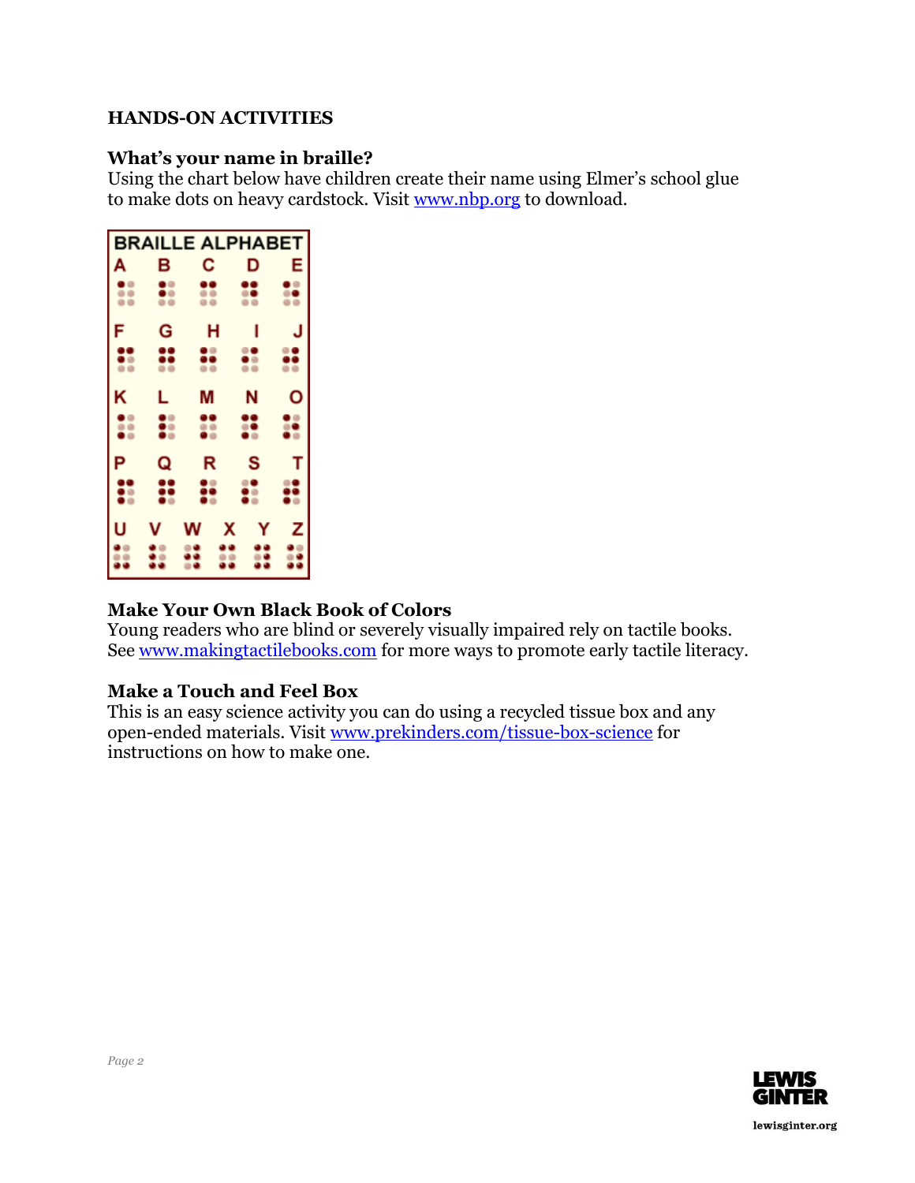**HANDS-ON ACTIVITIES**

### What's your name in braille?

Using the chart below have children create their name using Elmer's school glue to make dots on heavy cardstock. Visit www.nbp.org to download.

BRAILLE ALPHABET

A B C D E

F G H I J

K L M N O

P Q R S T

U V W X Y Z

### Make Your Own Black Book of Colors

Young readers who are blind or severely visually impaired rely on tactile books. See www.makingtactilebooks.com for more ways to promote early tactile literacy.

### Make a Touch and Feel Box

This is an easy science activity you can do using a recycled tissue box and any open-ended materials. Visit www.prekinders.com/tissue-box-science for instructions on how to make one.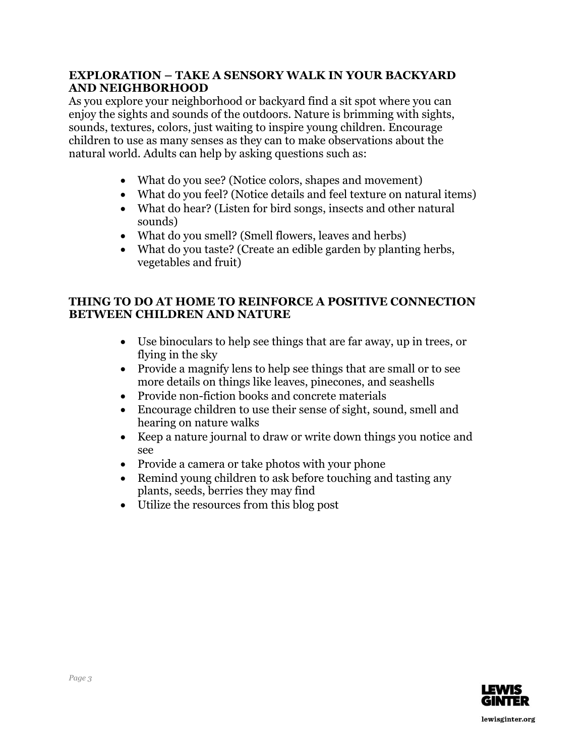## EXPLORATION – TAKE A SENSORY WALK IN YOUR BACKYARD AND NEIGHBORHOOD

As you explore your neighborhood or backyard find a sit spot where you can enjoy the sights and sounds of the outdoors. Nature is brimming with sights, sounds, textures, colors, just waiting to inspire young children. Encourage children to use as many senses as they can to make observations about the natural world. Adults can help by asking questions such as:

- What do you see? (Notice colors, shapes and movement)
- What do you feel? (Notice details and feel texture on natural items)
- What do hear? (Listen for bird songs, insects and other natural sounds)
- What do you smell? (Smell flowers, leaves and herbs)
- What do you taste? (Create an edible garden by planting herbs, vegetables and fruit)

## THING TO DO AT HOME TO REINFORCE A POSITIVE CONNECTION BETWEEN CHILDREN AND NATURE

- Use binoculars to help see things that are far away, up in trees, or flying in the sky
- Provide a magnify lens to help see things that are small or to see more details on things like leaves, pinecones, and seashells
- Provide non-fiction books and concrete materials
- Encourage children to use their sense of sight, sound, smell and hearing on nature walks
- Keep a nature journal to draw or write down things you notice and see
- Provide a camera or take photos with your phone
- Remind young children to ask before touching and tasting any plants, seeds, berries they may find
- Utilize the resources from this blog post